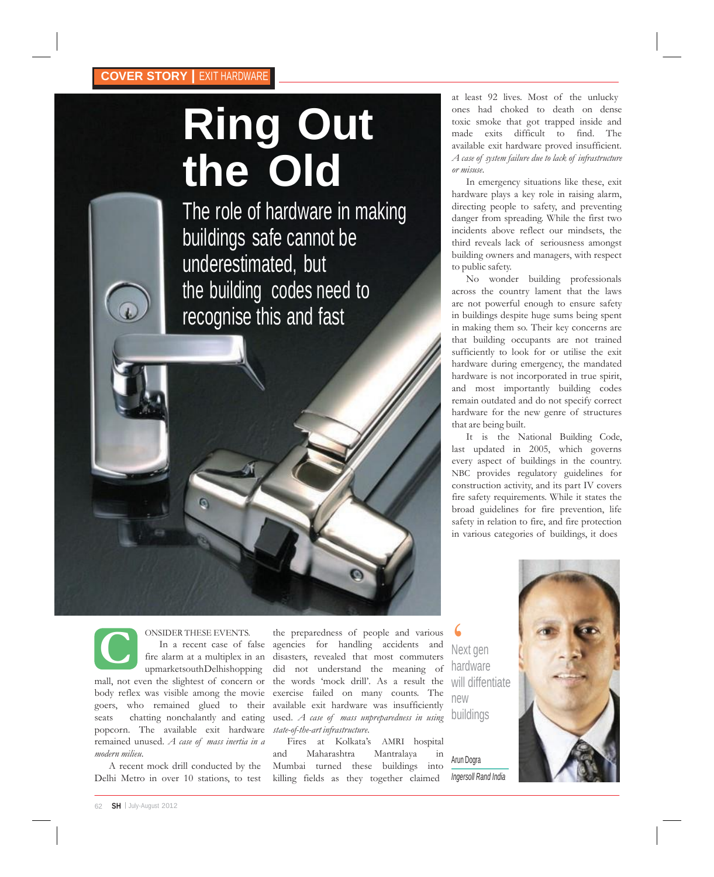COVER STORY | EXIT HARDWARE

# Ring Out the Old

## The role of hardware in making buildings safe cannot be underestimated, but the building codes need to recognise this and fast

CONSIDER THESE EVENTS.

In a recent case of false fire alarm at a multiplex in an upmarket south Delhi shopping mall, not even the slightest of concern or body reflex was visible among the movie goers, who remained glued to their seats chatting nonchalantly and eating popcorn. The available exit hardware remained unused. *A case of mass inertia in a modern milieu.*

A recent mock drill conducted by the Delhi Metro in over 10 stations, to test the preparedness of people and various agencies for handling accidents and disasters, revealed that most commuters did not understand the meaning of the words 'mock drill'. As a result the exercise failed on many counts. The available exit hardware was insufficiently used. *A case of mass unpreparedness in using state-of-the-art infrastructure.*

Fires at Kolkata's AMRI hospital and Maharashtra Mantralaya in Mumbai turned these buildings into killing fields as they together claimed at least 92 lives. Most of the unlucky ones had choked to death on dense toxic smoke that got trapped inside and made exits difficult to find. The available exit hardware proved insufficient. *A case of system failure due to lack of infrastructure or misuse.*

In emergency situations like these, exit hardware plays a key role in raising alarm, directing people to safety, and preventing danger from spreading. While the first two incidents above reflect our mindsets, the third reveals lack of seriousness amongst building owners and managers, with respect to public safety.

No wonder building professionals across the country lament that the laws are not powerful enough to ensure safety in buildings despite huge sums being spent in making them so. Their key concerns are that building occupants are not trained sufficiently to look for or utilise the exit hardware during emergency, the mandated hardware is not incorporated in true spirit, and most importantly building codes remain outdated and do not specify correct hardware for the new genre of structures that are being built.

It is the National Building Code, last updated in 2005, which governs every aspect of buildings in the country. NBC provides regulatory guidelines for construction activity, and its part IV covers fire safety requirements. While it states the broad guidelines for fire prevention, life safety in relation to fire, and fire protection in various categories of buildings, it does

> 'Next gen hardware will diffentiate new buildings
>
> Arun Dogra
> *Ingersoll Rand India*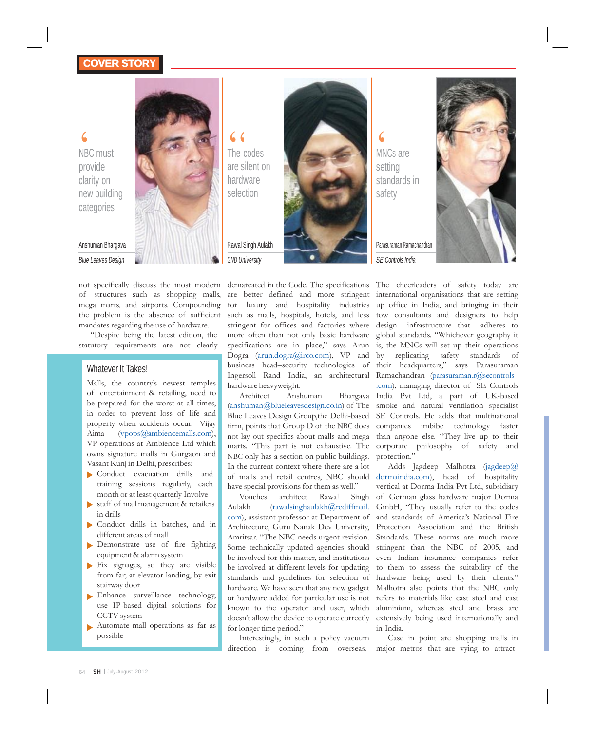> "NBC must provide clarity on new building categories"
>
> Anshuman Bhargava, *Blue Leaves Design*

> "The codes are silent on hardware selection"
>
> Rawal Singh Aulakh, *GND University*

> "MNCs are setting standards in safety"
>
> Parasuraman Ramachandran, *SE Controls India*

not specifically discuss the most modern of structures such as shopping malls, mega marts, and airports. Compounding the problem is the absence of sufficient mandates regarding the use of hardware.

"Despite being the latest edition, the statutory requirements are not clearly demarcated in the Code. The specifications are better defined and more stringent for luxury and hospitality industries such as malls, hospitals, hotels, and less stringent for offices and factories where more often than not only basic hardware specifications are in place," says Arun Dogra (arun.dogra@irco.com), VP and business head–security technologies of Ingersoll Rand India, an architectural hardware heavyweight.

Architect Anshuman Bhargava (anshuman@blueleavesdesign.co.in) of The Blue Leaves Design Group,the Delhi-based firm, points that Group D of the NBC does not lay out specifics about malls and mega marts. "This part is not exhaustive. The NBC only has a section on public buildings. In the current context where there are a lot of malls and retail centres, NBC should have special provisions for them as well."

Vouches architect Rawal Singh Aulakh (rawalsinghaulakh@rediffmail.com), assistant professor at Department of Architecture, Guru Nanak Dev University, Amritsar. "The NBC needs urgent revision. Some technically updated agencies should be involved for this matter, and institutions be involved at different levels for updating standards and guidelines for selection of hardware. We have seen that any new gadget or hardware added for particular use is not known to the operator and user, which doesn't allow the device to operate correctly for longer time period."

Interestingly, in such a policy vacuum direction is coming from overseas. The cheerleaders of safety today are international organisations that are setting up office in India, and bringing in their tow consultants and designers to help design infrastructure that adheres to global standards. "Whichever geography it is, the MNCs will set up their operations by replicating safety standards of their headquarters," says Parasuraman Ramachandran (parasuraman.r@secontrols.com), managing director of SE Controls India Pvt Ltd, a part of UK-based smoke and natural ventilation specialist SE Controls. He adds that multinational companies imbibe technology faster than anyone else. "They live up to their corporate philosophy of safety and protection."

Adds Jagdeep Malhotra (jagdeep@dormaindia.com), head of hospitality vertical at Dorma India Pvt Ltd, subsidiary of German glass hardware major Dorma GmbH, "They usually refer to the codes and standards of America's National Fire Protection Association and the British Standards. These norms are much more stringent than the NBC of 2005, and even Indian insurance companies refer to them to assess the suitability of the hardware being used by their clients." Malhotra also points that the NBC only refers to materials like cast steel and cast aluminium, whereas steel and brass are extensively being used internationally and in India.

Case in point are shopping malls in major metros that are vying to attract

### Whatever It Takes!

Malls, the country's newest temples of entertainment & retailing, need to be prepared for the worst at all times, in order to prevent loss of life and property when accidents occur. Vijay Aima (vpops@ambiencemalls.com), VP-operations at Ambience Ltd which owns signature malls in Gurgaon and Vasant Kunj in Delhi, prescribes:

- Conduct evacuation drills and training sessions regularly, each month or at least quarterly Involve
- staff of mall management & retailers in drills
- Conduct drills in batches, and in different areas of mall
- Demonstrate use of fire fighting equipment & alarm system
- Fix signages, so they are visible from far; at elevator landing, by exit stairway door
- Enhance surveillance technology, use IP-based digital solutions for CCTV system
- Automate mall operations as far as possible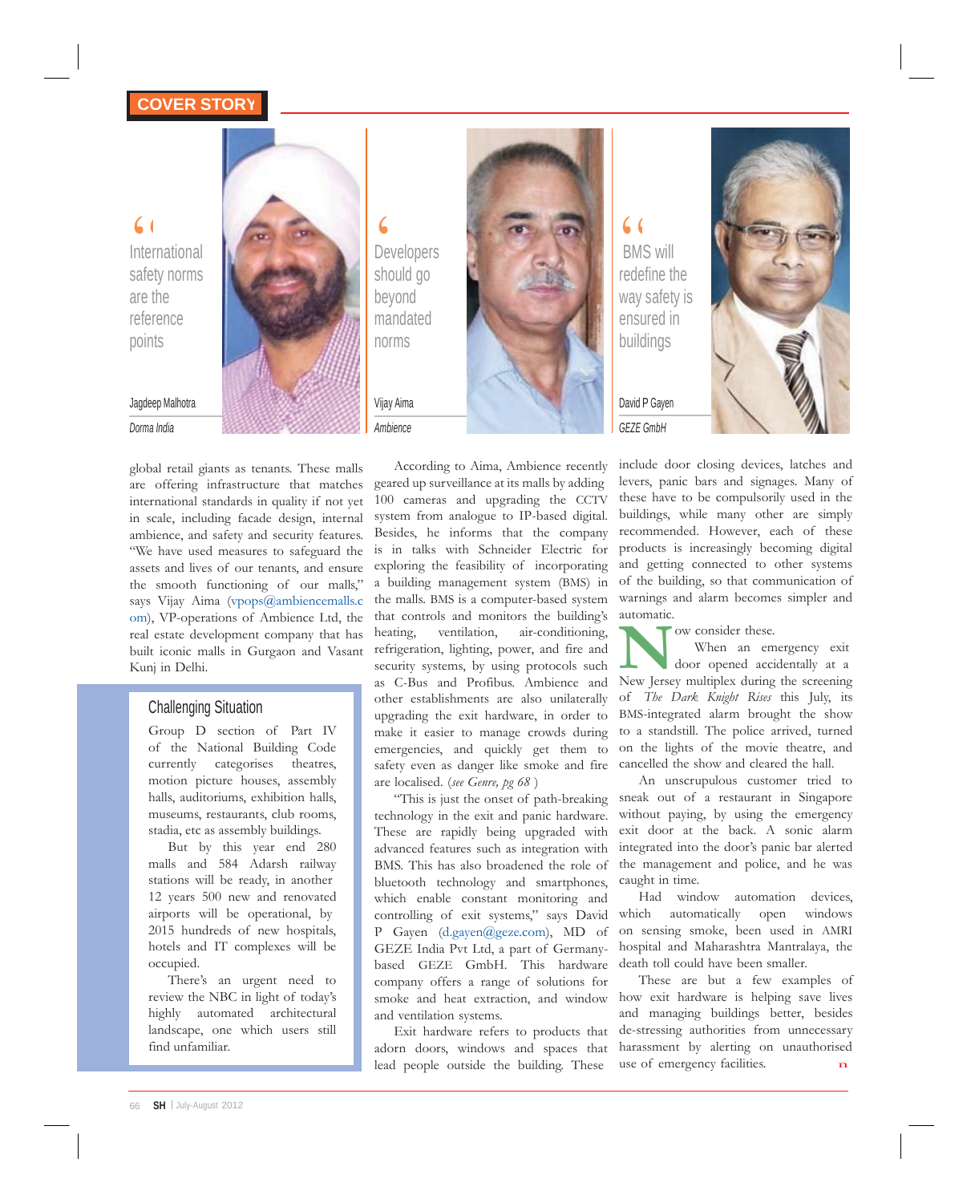COVER STORY

> International safety norms are the reference points
>
> Jagdeep Malhotra
> *Dorma India*

> Developers should go beyond mandated norms
>
> Vijay Aima
> *Ambience*

> BMS will redefine the way safety is ensured in buildings
>
> David P Gayen
> *GEZE GmbH*

global retail giants as tenants. These malls are offering infrastructure that matches international standards in quality if not yet in scale, including facade design, internal ambience, and safety and security features. "We have used measures to safeguard the assets and lives of our tenants, and ensure the smooth functioning of our malls," says Vijay Aima (vpops@ambiencemalls.com), VP-operations of Ambience Ltd, the real estate development company that has built iconic malls in Gurgaon and Vasant Kunj in Delhi.

## Challenging Situation

Group D section of Part IV of the National Building Code currently categorises theatres, motion picture houses, assembly halls, auditoriums, exhibition halls, museums, restaurants, club rooms, stadia, etc as assembly buildings.

But by this year end 280 malls and 584 Adarsh railway stations will be ready, in another 12 years 500 new and renovated airports will be operational, by 2015 hundreds of new hospitals, hotels and IT complexes will be occupied.

There's an urgent need to review the NBC in light of today's highly automated architectural landscape, one which users still find unfamiliar.

According to Aima, Ambience recently geared up surveillance at its malls by adding 100 cameras and upgrading the CCTV system from analogue to IP-based digital. Besides, he informs that the company is in talks with Schneider Electric for exploring the feasibility of incorporating a building management system (BMS) in the malls. BMS is a computer-based system that controls and monitors the building's heating, ventilation, air-conditioning, refrigeration, lighting, power, and fire and security systems, by using protocols such as C-Bus and Profibus. Ambience and other establishments are also unilaterally upgrading the exit hardware, in order to make it easier to manage crowds during emergencies, and quickly get them to safety even as danger like smoke and fire are localised. (*see Genre, pg 68* )

"This is just the onset of path-breaking technology in the exit and panic hardware. These are rapidly being upgraded with advanced features such as integration with BMS. This has also broadened the role of bluetooth technology and smartphones, which enable constant monitoring and controlling of exit systems," says David P Gayen (d.gayen@geze.com), MD of GEZE India Pvt Ltd, a part of Germany-based GEZE GmbH. This hardware company offers a range of solutions for smoke and heat extraction, and window and ventilation systems.

Exit hardware refers to products that adorn doors, windows and spaces that lead people outside the building. These include door closing devices, latches and levers, panic bars and signages. Many of these have to be compulsorily used in the buildings, while many other are simply recommended. However, each of these products is increasingly becoming digital and getting connected to other systems of the building, so that communication of warnings and alarm becomes simpler and automatic.

Now consider these.

When an emergency exit door opened accidentally at a New Jersey multiplex during the screening of *The Dark Knight Rises* this July, its BMS-integrated alarm brought the show to a standstill. The police arrived, turned on the lights of the movie theatre, and cancelled the show and cleared the hall.

An unscrupulous customer tried to sneak out of a restaurant in Singapore without paying, by using the emergency exit door at the back. A sonic alarm integrated into the door's panic bar alerted the management and police, and he was caught in time.

Had window automation devices, which automatically open windows on sensing smoke, been used in AMRI hospital and Maharashtra Mantralaya, the death toll could have been smaller.

These are but a few examples of how exit hardware is helping save lives and managing buildings better, besides de-stressing authorities from unnecessary harassment by alerting on unauthorised use of emergency facilities.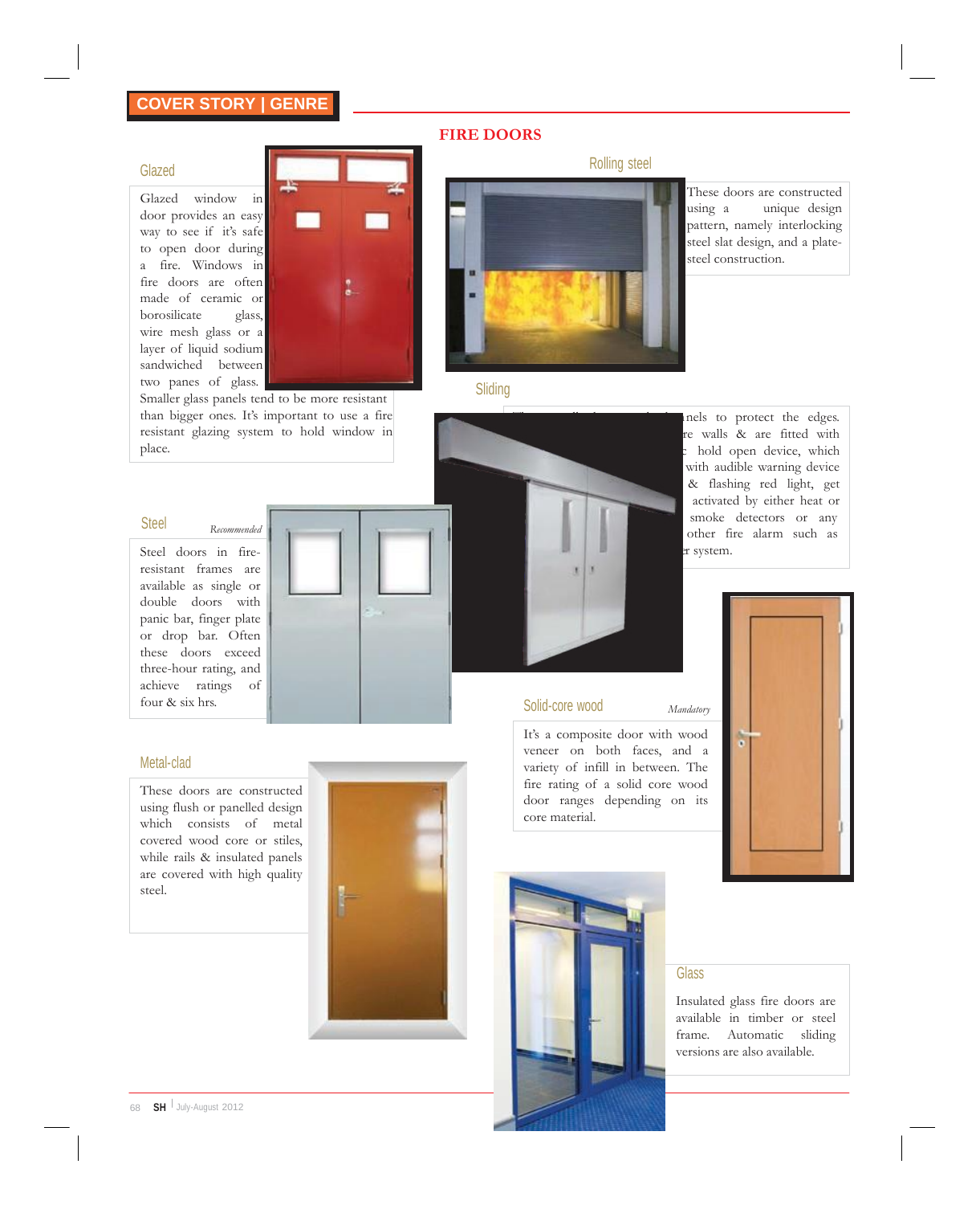# FIRE DOORS

## Glazed

Glazed window in door provides an easy way to see if it's safe to open door during a fire. Windows in fire doors are often made of ceramic or borosilicate glass, wire mesh glass or a layer of liquid sodium sandwiched between two panes of glass. Smaller glass panels tend to be more resistant than bigger ones. It's important to use a fire resistant glazing system to hold window in place.

## Rolling steel

These doors are constructed using a unique design pattern, namely interlocking steel slat design, and a plate-steel construction.

## Sliding

nels to protect the edges. re walls & are fitted with hold open device, which with audible warning device & flashing red light, get activated by either heat or smoke detectors or any other fire alarm such as r system.

## Steel

*Recommended*

Steel doors in fire-resistant frames are available as single or double doors with panic bar, finger plate or drop bar. Often these doors exceed three-hour rating, and achieve ratings of four & six hrs.

## Solid-core wood

*Mandatory*

It's a composite door with wood veneer on both faces, and a variety of infill in between. The fire rating of a solid core wood door ranges depending on its core material.

## Metal-clad

These doors are constructed using flush or panelled design which consists of metal covered wood core or stiles, while rails & insulated panels are covered with high quality steel.

## Glass

Insulated glass fire doors are available in timber or steel frame. Automatic sliding versions are also available.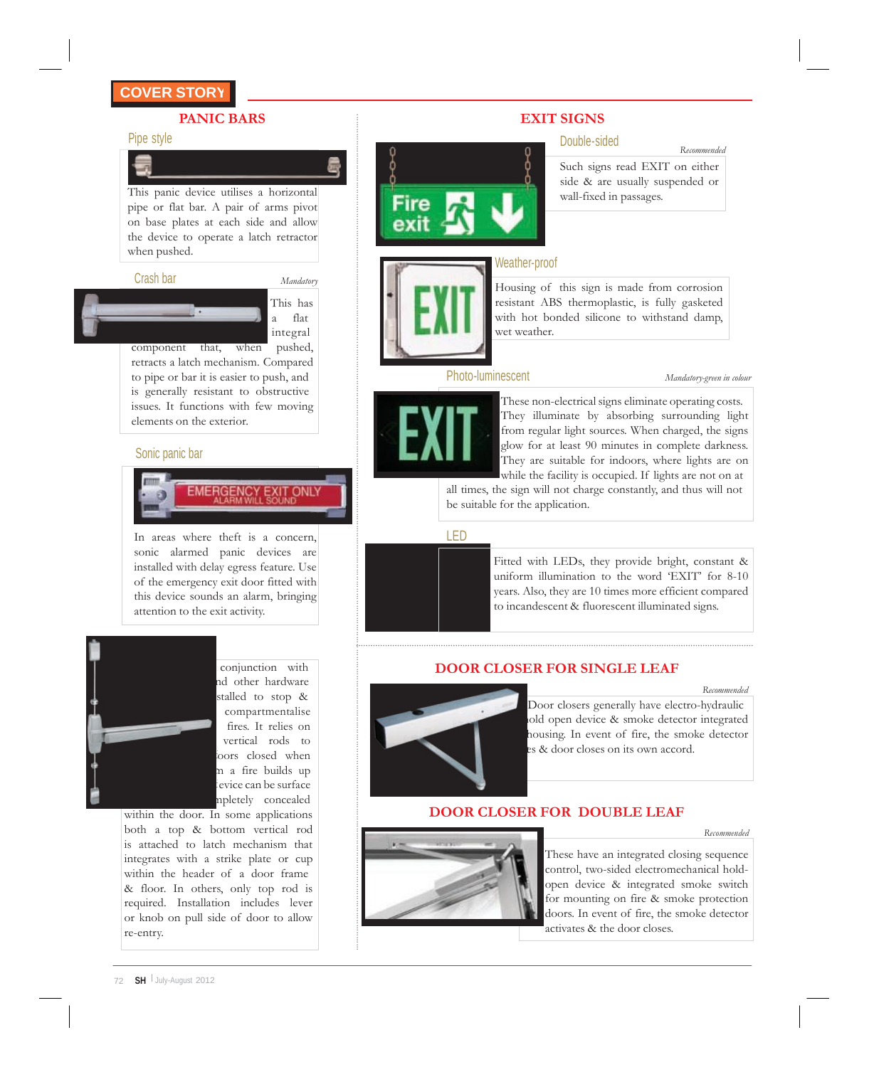COVER STORY

## PANIC BARS

### Pipe style

This panic device utilises a horizontal pipe or flat bar. A pair of arms pivot on base plates at each side and allow the device to operate a latch retractor when pushed.

### Crash bar

*Mandatory*

This has a flat integral component that, when pushed, retracts a latch mechanism. Compared to pipe or bar it is easier to push, and is generally resistant to obstructive issues. It functions with few moving elements on the exterior.

### Sonic panic bar

In areas where theft is a concern, sonic alarmed panic devices are installed with delay egress feature. Use of the emergency exit door fitted with this device sounds an alarm, bringing attention to the exit activity.

conjunction with nd other hardware stalled to stop & compartmentalise fires. It relies on vertical rods to oors closed when n a fire builds up evice can be surface mpletely concealed within the door. In some applications both a top & bottom vertical rod is attached to latch mechanism that integrates with a strike plate or cup within the header of a door frame & floor. In others, only top rod is required. Installation includes lever or knob on pull side of door to allow re-entry.

## EXIT SIGNS

### Double-sided

*Recommended*

Such signs read EXIT on either side & are usually suspended or wall-fixed in passages.

### Weather-proof

Housing of this sign is made from corrosion resistant ABS thermoplastic, is fully gasketed with hot bonded silicone to withstand damp, wet weather.

### Photo-luminescent

*Mandatory-green in colour*

These non-electrical signs eliminate operating costs. They illuminate by absorbing surrounding light from regular light sources. When charged, the signs glow for at least 90 minutes in complete darkness. They are suitable for indoors, where lights are on while the facility is occupied. If lights are not on at all times, the sign will not charge constantly, and thus will not be suitable for the application.

### LED

Fitted with LEDs, they provide bright, constant & uniform illumination to the word 'EXIT' for 8-10 years. Also, they are 10 times more efficient compared to incandescent & fluorescent illuminated signs.

## DOOR CLOSER FOR SINGLE LEAF

*Recommended*

Door closers generally have electro-hydraulic old open device & smoke detector integrated housing. In event of fire, the smoke detector es & door closes on its own accord.

## DOOR CLOSER FOR DOUBLE LEAF

*Recommended*

These have an integrated closing sequence control, two-sided electromechanical hold-open device & integrated smoke switch for mounting on fire & smoke protection doors. In event of fire, the smoke detector activates & the door closes.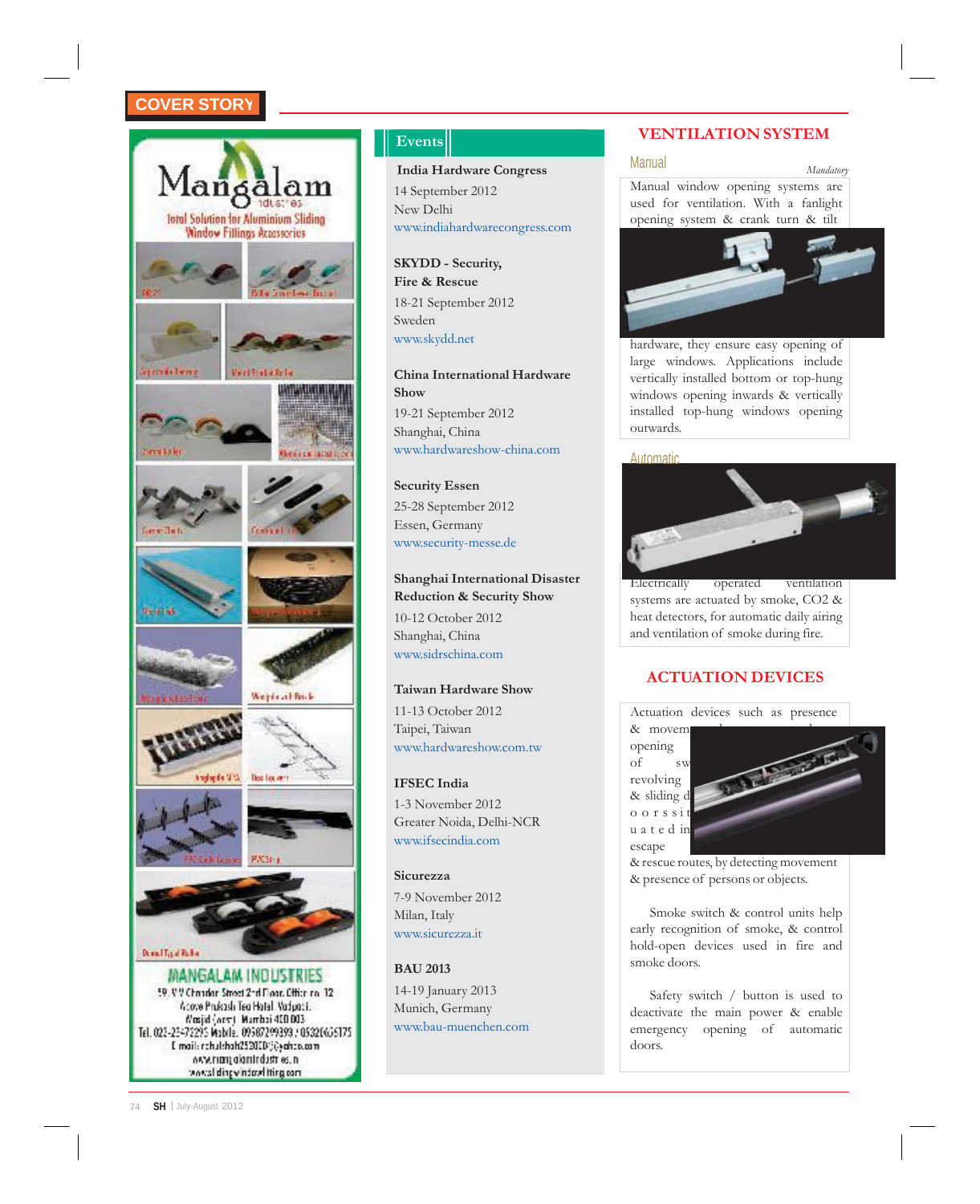COVER STORY

Mangalam Industries

Total Solution for Aluminium Sliding Window Fittings Accessories

MANGALAM INDUSTRIES

59, V.V Chandar Street 2nd Floor, Office no. 12
Above Prakash Tea Halal, Vadgadi,
Masjid (west), Mumbai 400 003
Tel. 022-23473295 Mobile: 09987299393 / 09320659175
E mail: rahulshah25300@yahoo.com
www.mangalamindustries.in
www.slidingwindowfitting.com

## Events

**India Hardware Congress**
14 September 2012
New Delhi
www.indiahardwarecongress.com

**SKYDD - Security, Fire & Rescue**
18-21 September 2012
Sweden
www.skydd.net

**China International Hardware Show**
19-21 September 2012
Shanghai, China
www.hardwareshow-china.com

**Security Essen**
25-28 September 2012
Essen, Germany
www.security-messe.de

**Shanghai International Disaster Reduction & Security Show**
10-12 October 2012
Shanghai, China
www.sidrschina.com

**Taiwan Hardware Show**
11-13 October 2012
Taipei, Taiwan
www.hardwareshow.com.tw

**IFSEC India**
1-3 November 2012
Greater Noida, Delhi-NCR
www.ifsecindia.com

**Sicurezza**
7-9 November 2012
Milan, Italy
www.sicurezza.it

**BAU 2013**
14-19 January 2013
Munich, Germany
www.bau-muenchen.com

## VENTILATION SYSTEM

### Manual

*Mandatory*

Manual window opening systems are used for ventilation. With a fanlight opening system & crank turn & tilt hardware, they ensure easy opening of large windows. Applications include vertically installed bottom or top-hung windows opening inwards & vertically installed top-hung windows opening outwards.

### Automatic

Electrically operated ventilation systems are actuated by smoke, $CO_2$ & heat detectors, for automatic daily airing and ventilation of smoke during fire.

## ACTUATION DEVICES

Actuation devices such as presence & movement ... opening of sw... revolving & sliding doors situated in escape & rescue routes, by detecting movement & presence of persons or objects.

Smoke switch & control units help early recognition of smoke, & control hold-open devices used in fire and smoke doors.

Safety switch / button is used to deactivate the main power & enable emergency opening of automatic doors.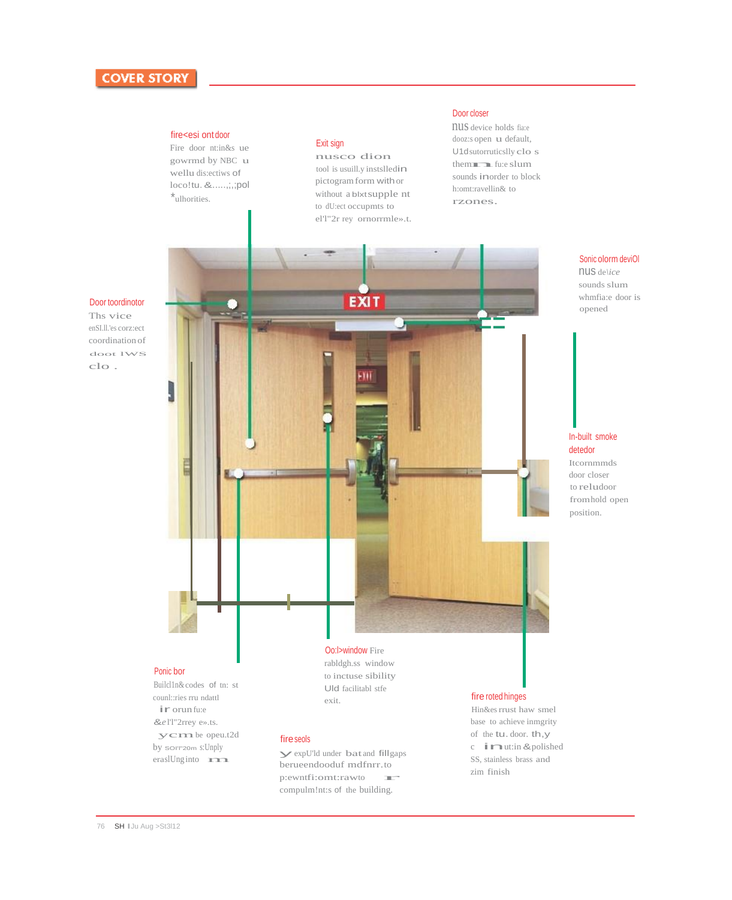COVER STORY

**fire<esi ont door**

Fire door nt:in&s ue gowrmd by NBC u wellu dis:ectiws of loco!tu. &.....;,;pol *ulhorities.

**Exit sign**

nusco dion tool is usuill.y instslledin pictogram form with or without a blxtsupple nt to dU:ect occupmts to el'l"2r rey ornorrmle».t.

**Door closer**

nus device holds fia:e dooz:s open u default, U1dsutorruticslly clo s them fu:e slum sounds inorder to block h:omt:ravellin& to rzones.

**Sonic olorm deviOl**

nus de\ice sounds slum whmfia:e door is opened

**Door toordinotor**

Ths vice enSI.ll.'es corz:ect coordination of doot IWS clo .

**In-built smoke detedor**

Itcornmmds door closer to reludoor fromhold open position.

**Ponic bor**

Buildl1n&codes of tn: st counl::ries rru ndattl ir orun fu:e &el'l"2rrey e».ts. ycm be opeu.t2d by sorr'20m s:Unply eraslUnginto m

**Oo:l>window** Fire rabldgh.ss window to inctuse sibility Uld facilitabl stfe exit.

**fire seols**

y expU'ld under batand fillgaps berueendooduf mdfnrr.to p:ewntfi:omt:rawto r compulm!nt:s of the building.

**fire roted hinges**

Hin&es rrust haw smel base to achieve inmgrity of the tu. door. th,y c i n ut:in &polished SS, stainless brass and zim finish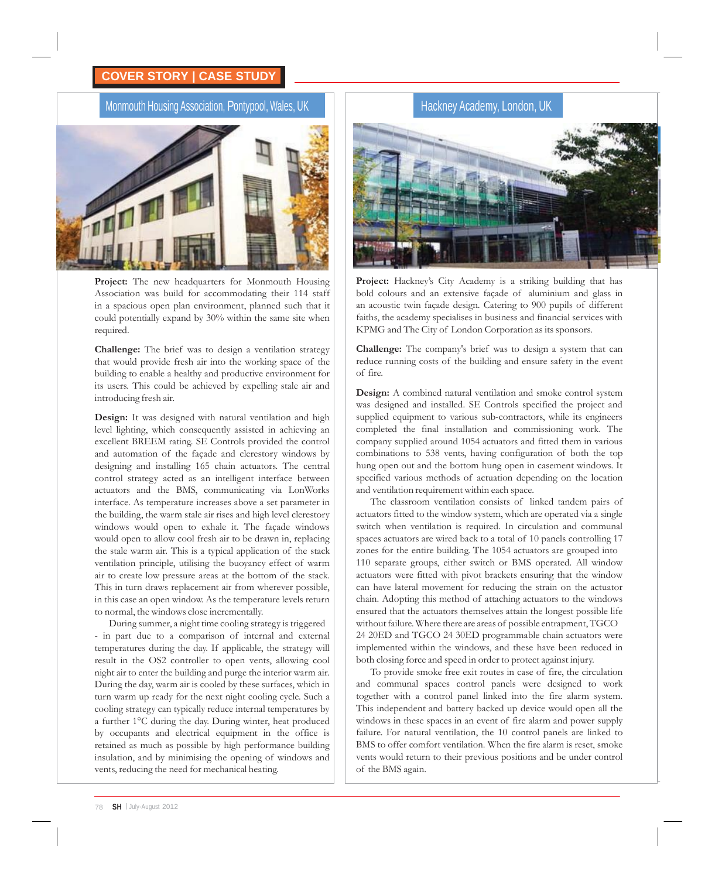COVER STORY | CASE STUDY

## Monmouth Housing Association, Pontypool, Wales, UK

**Project:** The new headquarters for Monmouth Housing Association was build for accommodating their 114 staff in a spacious open plan environment, planned such that it could potentially expand by 30% within the same site when required.

**Challenge:** The brief was to design a ventilation strategy that would provide fresh air into the working space of the building to enable a healthy and productive environment for its users. This could be achieved by expelling stale air and introducing fresh air.

**Design:** It was designed with natural ventilation and high level lighting, which consequently assisted in achieving an excellent BREEM rating. SE Controls provided the control and automation of the façade and clerestory windows by designing and installing 165 chain actuators. The central control strategy acted as an intelligent interface between actuators and the BMS, communicating via LonWorks interface. As temperature increases above a set parameter in the building, the warm stale air rises and high level clerestory windows would open to exhale it. The façade windows would open to allow cool fresh air to be drawn in, replacing the stale warm air. This is a typical application of the stack ventilation principle, utilising the buoyancy effect of warm air to create low pressure areas at the bottom of the stack. This in turn draws replacement air from wherever possible, in this case an open window. As the temperature levels return to normal, the windows close incrementally.

During summer, a night time cooling strategy is triggered - in part due to a comparison of internal and external temperatures during the day. If applicable, the strategy will result in the OS2 controller to open vents, allowing cool night air to enter the building and purge the interior warm air. During the day, warm air is cooled by these surfaces, which in turn warm up ready for the next night cooling cycle. Such a cooling strategy can typically reduce internal temperatures by a further 1°C during the day. During winter, heat produced by occupants and electrical equipment in the office is retained as much as possible by high performance building insulation, and by minimising the opening of windows and vents, reducing the need for mechanical heating.

## Hackney Academy, London, UK

**Project:** Hackney's City Academy is a striking building that has bold colours and an extensive façade of aluminium and glass in an acoustic twin façade design. Catering to 900 pupils of different faiths, the academy specialises in business and financial services with KPMG and The City of London Corporation as its sponsors.

**Challenge:** The company's brief was to design a system that can reduce running costs of the building and ensure safety in the event of fire.

**Design:** A combined natural ventilation and smoke control system was designed and installed. SE Controls specified the project and supplied equipment to various sub-contractors, while its engineers completed the final installation and commissioning work. The company supplied around 1054 actuators and fitted them in various combinations to 538 vents, having configuration of both the top hung open out and the bottom hung open in casement windows. It specified various methods of actuation depending on the location and ventilation requirement within each space.

The classroom ventilation consists of linked tandem pairs of actuators fitted to the window system, which are operated via a single switch when ventilation is required. In circulation and communal spaces actuators are wired back to a total of 10 panels controlling 17 zones for the entire building. The 1054 actuators are grouped into 110 separate groups, either switch or BMS operated. All window actuators were fitted with pivot brackets ensuring that the window can have lateral movement for reducing the strain on the actuator chain. Adopting this method of attaching actuators to the windows ensured that the actuators themselves attain the longest possible life without failure. Where there are areas of possible entrapment, TGCO 24 20ED and TGCO 24 30ED programmable chain actuators were implemented within the windows, and these have been reduced in both closing force and speed in order to protect against injury.

To provide smoke free exit routes in case of fire, the circulation and communal spaces control panels were designed to work together with a control panel linked into the fire alarm system. This independent and battery backed up device would open all the windows in these spaces in an event of fire alarm and power supply failure. For natural ventilation, the 10 control panels are linked to BMS to offer comfort ventilation. When the fire alarm is reset, smoke vents would return to their previous positions and be under control of the BMS again.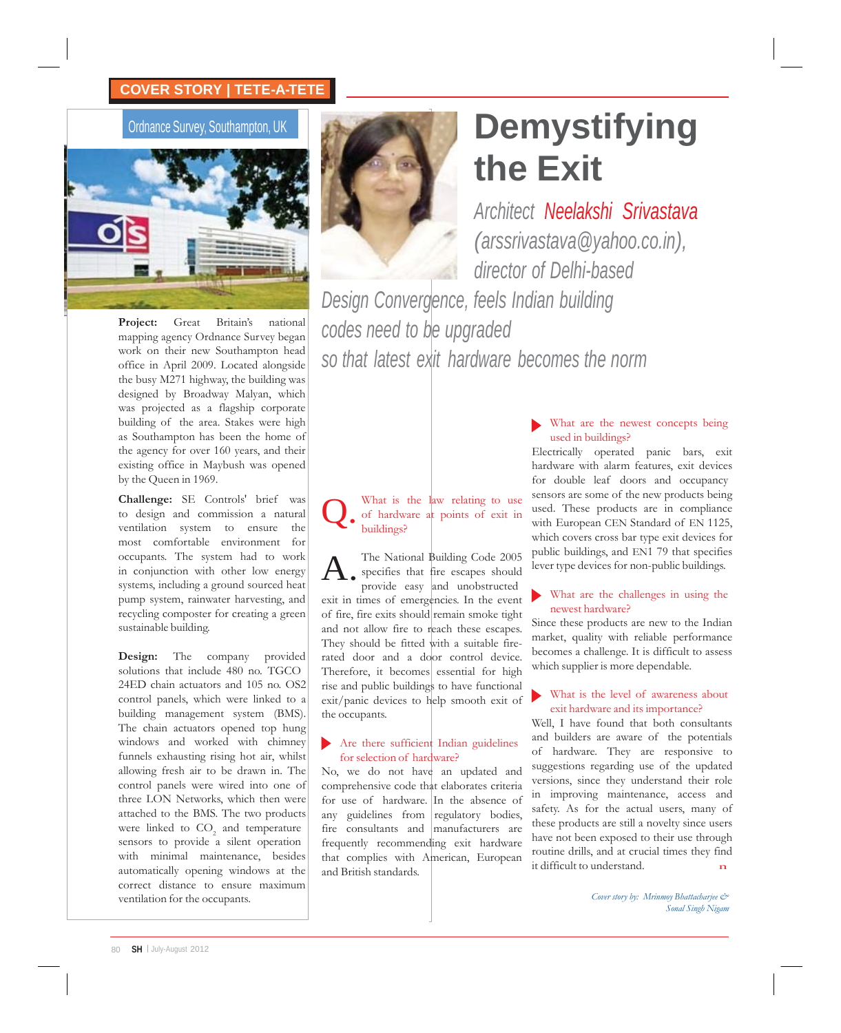COVER STORY | TETE-A-TETE

## Ordnance Survey, Southampton, UK

**Project:** Great Britain's national mapping agency Ordnance Survey began work on their new Southampton head office in April 2009. Located alongside the busy M271 highway, the building was designed by Broadway Malyan, which was projected as a flagship corporate building of the area. Stakes were high as Southampton has been the home of the agency for over 160 years, and their existing office in Maybush was opened by the Queen in 1969.

**Challenge:** SE Controls' brief was to design and commission a natural ventilation system to ensure the most comfortable environment for occupants. The system had to work in conjunction with other low energy systems, including a ground sourced heat pump system, rainwater harvesting, and recycling composter for creating a green sustainable building.

**Design:** The company provided solutions that include 480 no. TGCO 24ED chain actuators and 105 no. OS2 control panels, which were linked to a building management system (BMS). The chain actuators opened top hung windows and worked with chimney funnels exhausting rising hot air, whilst allowing fresh air to be drawn in. The control panels were wired into one of three LON Networks, which then were attached to the BMS. The two products were linked to $CO_2$ and temperature sensors to provide a silent operation with minimal maintenance, besides automatically opening windows at the correct distance to ensure maximum ventilation for the occupants.

# Demystifying the Exit

*Architect Neelakshi Srivastava (arssrivastava@yahoo.co.in), director of Delhi-based Design Convergence, feels Indian building codes need to be upgraded so that latest exit hardware becomes the norm*

**Q. What is the law relating to use of hardware at points of exit in buildings?**

**A.** The National Building Code 2005 specifies that fire escapes should provide easy and unobstructed exit in times of emergencies. In the event of fire, fire exits should remain smoke tight and not allow fire to reach these escapes. They should be fitted with a suitable fire-rated door and a door control device. Therefore, it becomes essential for high rise and public buildings to have functional exit/panic devices to help smooth exit of the occupants.

**Are there sufficient Indian guidelines for selection of hardware?**

No, we do not have an updated and comprehensive code that elaborates criteria for use of hardware. In the absence of any guidelines from regulatory bodies, fire consultants and manufacturers are frequently recommending exit hardware that complies with American, European and British standards.

**What are the newest concepts being used in buildings?**

Electrically operated panic bars, exit hardware with alarm features, exit devices for double leaf doors and occupancy sensors are some of the new products being used. These products are in compliance with European CEN Standard of EN 1125, which covers cross bar type exit devices for public buildings, and EN1 79 that specifies lever type devices for non-public buildings.

**What are the challenges in using the newest hardware?**

Since these products are new to the Indian market, quality with reliable performance becomes a challenge. It is difficult to assess which supplier is more dependable.

**What is the level of awareness about exit hardware and its importance?**

Well, I have found that both consultants and builders are aware of the potentials of hardware. They are responsive to suggestions regarding use of the updated versions, since they understand their role in improving maintenance, access and safety. As for the actual users, many of these products are still a novelty since users have not been exposed to their use through routine drills, and at crucial times they find it difficult to understand.

*Cover story by: Mrinmoy Bhattacharjee & Sonal Singh Nigam*